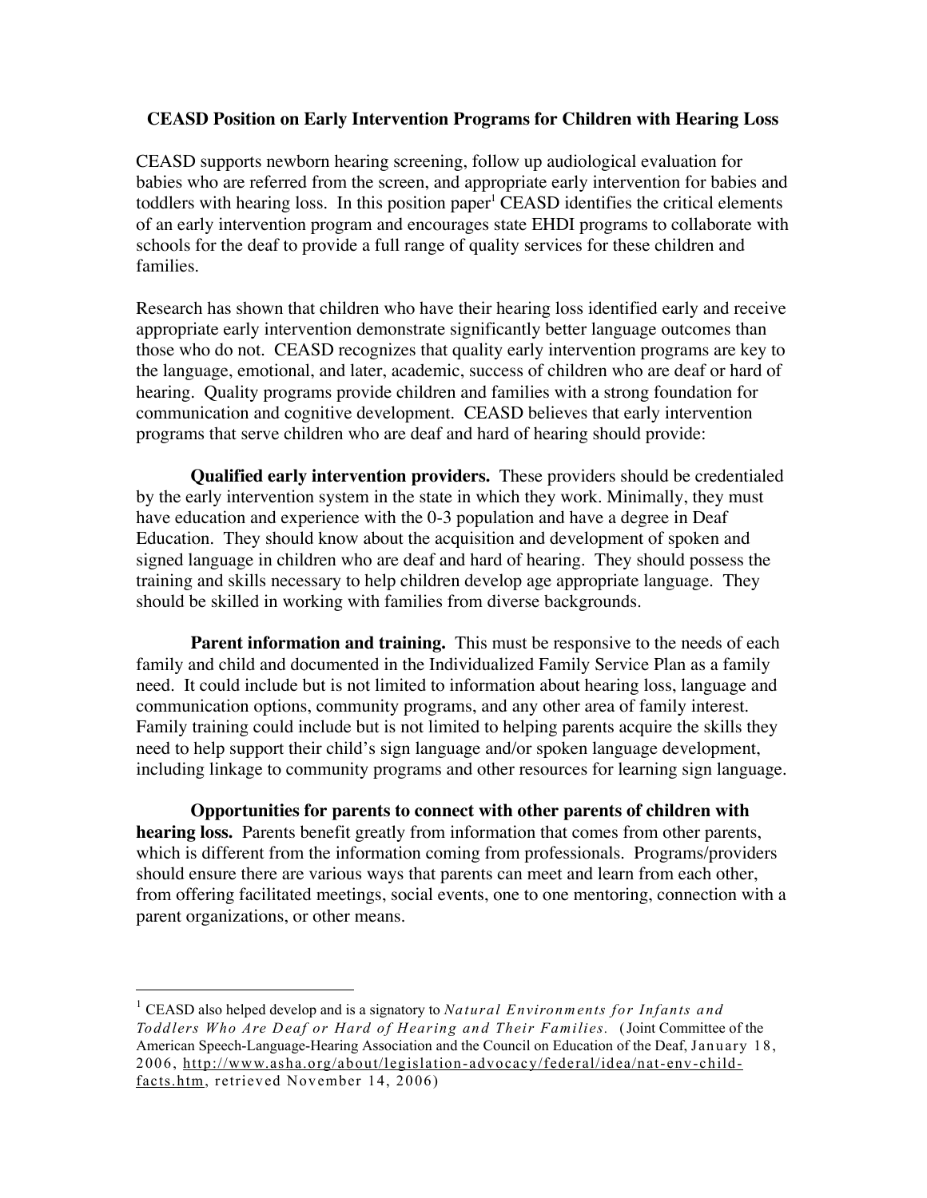**CEASD Position on Early Intervention Programs for Children with Hearing Loss**

CEASD supports newborn hearing screening, follow up audiological evaluation for babies who are referred from the screen, and appropriate early intervention for babies and toddlers with hearing loss. In this position paper[1] CEASD identifies the critical elements of an early intervention program and encourages state EHDI programs to collaborate with schools for the deaf to provide a full range of quality services for these children and families.

Research has shown that children who have their hearing loss identified early and receive appropriate early intervention demonstrate significantly better language outcomes than those who do not. CEASD recognizes that quality early intervention programs are key to the language, emotional, and later, academic, success of children who are deaf or hard of hearing. Quality programs provide children and families with a strong foundation for communication and cognitive development. CEASD believes that early intervention programs that serve children who are deaf and hard of hearing should provide:

**Qualified early intervention providers.** These providers should be credentialed by the early intervention system in the state in which they work. Minimally, they must have education and experience with the 0-3 population and have a degree in Deaf Education. They should know about the acquisition and development of spoken and signed language in children who are deaf and hard of hearing. They should possess the training and skills necessary to help children develop age appropriate language. They should be skilled in working with families from diverse backgrounds.

**Parent information and training.** This must be responsive to the needs of each family and child and documented in the Individualized Family Service Plan as a family need. It could include but is not limited to information about hearing loss, language and communication options, community programs, and any other area of family interest. Family training could include but is not limited to helping parents acquire the skills they need to help support their child's sign language and/or spoken language development, including linkage to community programs and other resources for learning sign language.

**Opportunities for parents to connect with other parents of children with hearing loss.** Parents benefit greatly from information that comes from other parents, which is different from the information coming from professionals. Programs/providers should ensure there are various ways that parents can meet and learn from each other, from offering facilitated meetings, social events, one to one mentoring, connection with a parent organizations, or other means.

---

[1] CEASD also helped develop and is a signatory to *Natural Environments for Infants and Toddlers Who Are Deaf or Hard of Hearing and Their Families.* (Joint Committee of the American Speech-Language-Hearing Association and the Council on Education of the Deaf, January 18, 2006, http://www.asha.org/about/legislation-advocacy/federal/idea/nat-env-child-facts.htm, retrieved November 14, 2006)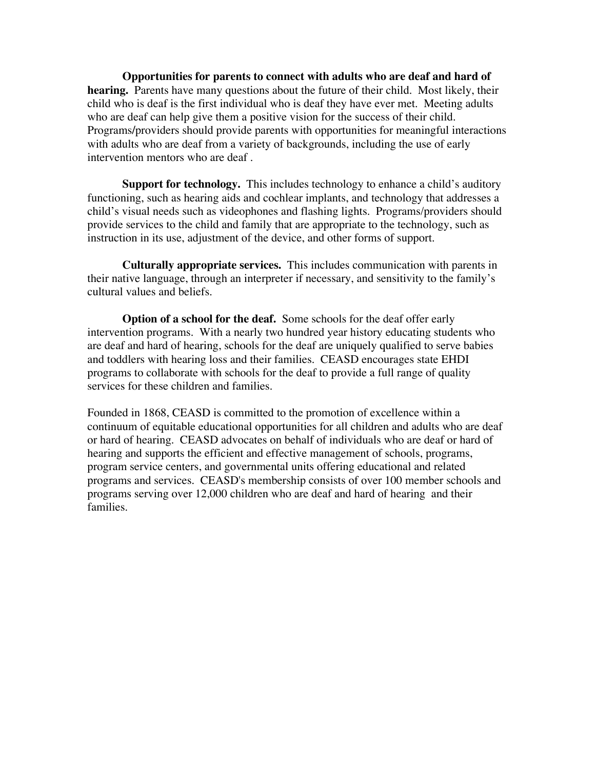**Opportunities for parents to connect with adults who are deaf and hard of hearing.** Parents have many questions about the future of their child. Most likely, their child who is deaf is the first individual who is deaf they have ever met. Meeting adults who are deaf can help give them a positive vision for the success of their child. Programs/providers should provide parents with opportunities for meaningful interactions with adults who are deaf from a variety of backgrounds, including the use of early intervention mentors who are deaf .

**Support for technology.** This includes technology to enhance a child's auditory functioning, such as hearing aids and cochlear implants, and technology that addresses a child's visual needs such as videophones and flashing lights. Programs/providers should provide services to the child and family that are appropriate to the technology, such as instruction in its use, adjustment of the device, and other forms of support.

**Culturally appropriate services.** This includes communication with parents in their native language, through an interpreter if necessary, and sensitivity to the family's cultural values and beliefs.

**Option of a school for the deaf.** Some schools for the deaf offer early intervention programs. With a nearly two hundred year history educating students who are deaf and hard of hearing, schools for the deaf are uniquely qualified to serve babies and toddlers with hearing loss and their families. CEASD encourages state EHDI programs to collaborate with schools for the deaf to provide a full range of quality services for these children and families.

Founded in 1868, CEASD is committed to the promotion of excellence within a continuum of equitable educational opportunities for all children and adults who are deaf or hard of hearing. CEASD advocates on behalf of individuals who are deaf or hard of hearing and supports the efficient and effective management of schools, programs, program service centers, and governmental units offering educational and related programs and services. CEASD's membership consists of over 100 member schools and programs serving over 12,000 children who are deaf and hard of hearing and their families.